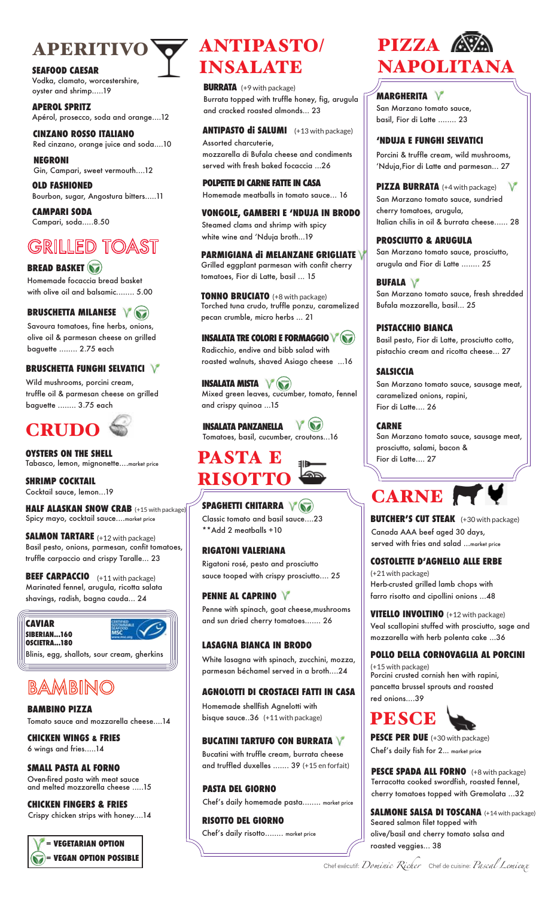# APERITIVO

**SEAFOOD CAESAR**
Vodka, clamato, worcestershire, oyster and shrimp.....19

**APEROL SPRITZ**
Apérol, prosecco, soda and orange....12

**CINZANO ROSSO ITALIANO**
Red cinzano, orange juice and soda....10

**NEGRONI**
Gin, Campari, sweet vermouth....12

**OLD FASHIONED**
Bourbon, sugar, Angostura bitters.....11

**CAMPARI SODA**
Campari, soda.....8.50

# GRILLED TOAST

**BREAD BASKET** (vegan option possible)
Homemade focaccia bread basket with olive oil and balsamic........ 5.00

**BRUSCHETTA MILANESE** (vegetarian, vegan option possible)
Savoura tomatoes, fine herbs, onions, olive oil & parmesan cheese on grilled baguette ........ 2.75 each

**BRUSCHETTA FUNGHI SELVATICI** (vegetarian)
Wild mushrooms, porcini cream, truffle oil & parmesan cheese on grilled baguette ........ 3.75 each

# CRUDO

**OYSTERS ON THE SHELL**
Tabasco, lemon, mignonette....market price

**SHRIMP COCKTAIL**
Cocktail sauce, lemon...19

**HALF ALASKAN SNOW CRAB** (+15 with package)
Spicy mayo, cocktail sauce....market price

**SALMON TARTARE** (+12 with package)
Basil pesto, onions, parmesan, confit tomatoes, truffle carpaccio and crispy Taralle... 23

**BEEF CARPACCIO** (+11 with package)
Marinated fennel, arugula, ricotta salata shavings, radish, bagna cauda... 24

**CAVIAR**
**SIBERIAN...160**
**OSCIETRA...180**
Blinis, egg, shallots, sour cream, gherkins

# BAMBINO

**BAMBINO PIZZA**
Tomato sauce and mozzarella cheese....14

**CHICKEN WINGS & FRIES**
6 wings and fries.....14

**SMALL PASTA AL FORNO**
Oven-fried pasta with meat sauce and melted mozzarella cheese .....15

**CHICKEN FINGERS & FRIES**
Crispy chicken strips with honey....14

**= VEGETARIAN OPTION**
**= VEGAN OPTION POSSIBLE**

# ANTIPASTO/ INSALATE

**BURRATA** (+9 with package)
Burrata topped with truffle honey, fig, arugula and cracked roasted almonds... 23

**ANTIPASTO di SALUMI** (+13 with package)
Assorted charcuterie, mozzarella di Bufala cheese and condiments served with fresh baked focaccia ...26

**POLPETTE DI CARNE FATTE IN CASA**
Homemade meatballs in tomato sauce... 16

**VONGOLE, GAMBERI E 'NDUJA IN BRODO**
Steamed clams and shrimp with spicy white wine and 'Nduja broth...19

**PARMIGIANA di MELANZANE GRIGLIATE** (vegetarian)
Grilled eggplant parmesan with confit cherry tomatoes, Fior di Latte, basil ... 15

**TONNO BRUCIATO** (+8 with package)
Torched tuna crudo, truffle ponzu, caramelized pecan crumble, micro herbs ... 21

**INSALATA TRE COLORI E FORMAGGIO** (vegetarian, vegan option possible)
Radicchio, endive and bibb salad with roasted walnuts, shaved Asiago cheese ...16

**INSALATA MISTA** (vegetarian, vegan option possible)
Mixed green leaves, cucumber, tomato, fennel and crispy quinoa ...15

**INSALATA PANZANELLA** (vegetarian, vegan option possible)
Tomatoes, basil, cucumber, croutons...16

# PASTA E RISOTTO

**SPAGHETTI CHITARRA** (vegetarian, vegan option possible)
Classic tomato and basil sauce....23
**Add 2 meatballs +10

**RIGATONI VALERIANA**
Rigatoni rosé, pesto and prosciutto sauce tooped with crispy prosciutto.... 25

**PENNE AL CAPRINO** (vegetarian)
Penne with spinach, goat cheese,mushrooms and sun dried cherry tomatoes....... 26

**LASAGNA BIANCA IN BRODO**
White lasagna with spinach, zucchini, mozza, parmesan béchamel served in a broth....24

**AGNOLOTTI DI CROSTACEI FATTI IN CASA**
Homemade shellfish Agnelotti with bisque sauce..36 (+11 with package)

**BUCATINI TARTUFO CON BURRATA** (vegetarian)
Bucatini with truffle cream, burrata cheese and truffled duxelles ....... 39 (+15 en forfait)

**PASTA DEL GIORNO**
Chef's daily homemade pasta........ market price

**RISOTTO DEL GIORNO**
Chef's daily risotto........ market price

# PIZZA NAPOLITANA

**MARGHERITA** (vegetarian)
San Marzano tomato sauce, basil, Fior di Latte ........ 23

**'NDUJA E FUNGHI SELVATICI**
Porcini & truffle cream, wild mushrooms, 'Nduja,Fior di Latte and parmesan... 27

**PIZZA BURRATA** (+4 with package) (vegetarian)
San Marzano tomato sauce, sundried cherry tomatoes, arugula, Italian chilis in oil & burrata cheese...... 28

**PROSCIUTTO & ARUGULA**
San Marzano tomato sauce, prosciutto, arugula and Fior di Latte ........ 25

**BUFALA** (vegetarian)
San Marzano tomato sauce, fresh shredded Bufala mozzarella, basil... 25

**PISTACCHIO BIANCA**
Basil pesto, Fior di Latte, prosciutto cotto, pistachio cream and ricotta cheese... 27

**SALSICCIA**
San Marzano tomato sauce, sausage meat, caramelized onions, rapini, Fior di Latte.... 26

**CARNE**
San Marzano tomato sauce, sausage meat, prosciutto, salami, bacon & Fior di Latte.... 27

# CARNE

**BUTCHER'S CUT STEAK** (+30 with package)
Canada AAA beef aged 30 days, served with fries and salad ...market price

**COSTOLETTE D'AGNELLO ALLE ERBE**
(+21 with package)
Herb-crusted grilled lamb chops with farro risotto and cipollini onions ...48

**VITELLO INVOLTINO** (+12 with package)
Veal scallopini stuffed with prosciutto, sage and mozzarella with herb polenta cake ...36

**POLLO DELLA CORNOVAGLIA AL PORCINI**
(+15 with package)
Porcini crusted cornish hen with rapini, pancetta brussel sprouts and roasted red onions....39

# PESCE

**PESCE PER DUE** (+30 with package)
Chef's daily fish for 2... market price

**PESCE SPADA ALL FORNO** (+8 with package)
Terracotta cooked swordfish, roasted fennel, cherry tomatoes topped with Gremolata ...32

**SALMONE SALSA DI TOSCANA** (+14 with package)
Seared salmon filet topped with olive/basil and cherry tomato salsa and roasted veggies... 38

Chef exécutif: *Dominic Richer* Chef de cuisine: *Pascal Lemieux*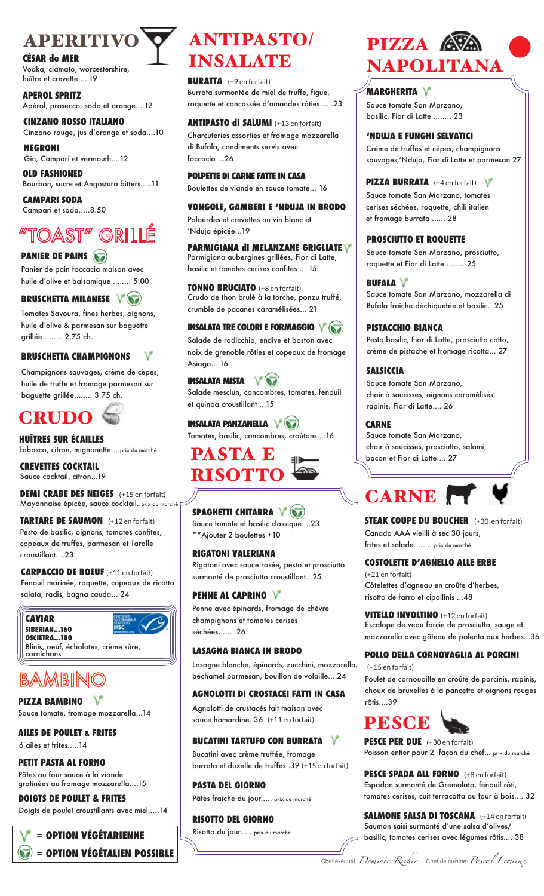# APERITIVO

**CÉSAR de MER**
Vodka, clamato, worcestershire, huître et crevette.....19

**APEROL SPRITZ**
Apérol, prosecco, soda et orange....12

**CINZANO ROSSO ITALIANO**
Cinzano rouge, jus d'orange et soda....10

**NEGRONI**
Gin, Campari et vermouth....12

**OLD FASHIONED**
Bourbon, sucre et Angostura bitters.....11

**CAMPARI SODA**
Campari et soda.....8.50

# "TOAST" GRILLÉ

**PANIER DE PAINS**
Panier de pain foccacia maison avec huile d'olive et balsamique ........ 5.00

**BRUSCHETTA MILANESE**
Tomates Savoura, fines herbes, oignons, huile d'olive & parmesan sur baguette grillée ........ 2.75 ch.

**BRUSCHETTA CHAMPIGNONS**
Champignons sauvages, crème de cèpes, huile de truffe et fromage parmesan sur baguette grillée........ 3.75 ch.

# CRUDO

**HUÎTRES SUR ÉCAILLES**
Tabasco, citron, mignonette....prix du marché

**CREVETTES COCKTAIL**
Sauce cocktail, citron...19

**DEMI CRABE DES NEIGES** (+15 en forfait)
Mayonnaise épicée, sauce cocktail..prix du marché

**TARTARE DE SAUMON** (+12 en forfait)
Pesto de basilic, oignons, tomates confites, copeaux de truffes, parmesan et Taralle croustillant....23

**CARPACCIO DE BOEUF** (+11 en forfait)
Fenouil marinée, roquette, copeaux de ricotta salata, radis, bagna cauda... 24

**CAVIAR**
SIBERIAN...160
OSCIETRA...180
Blinis, oeuf, échalotes, crème sûre, cornichons

CERTIFIED SUSTAINABLE SEAFOOD MSC www.msc.org

# BAMBINO

**PIZZA BAMBINO**
Sauce tomate, fromage mozzarella...14

**AILES DE POULET & FRITES**
6 ailes et frites.....14

**PETIT PASTA AL FORNO**
Pâtes au four sauce à la viande gratinées au fromage mozzarella....15

**DOIGTS DE POULET & FRITES**
Doigts de poulet croustillants avec miel.....14

= OPTION VÉGÉTARIENNE
= OPTION VÉGÉTALIEN POSSIBLE

# ANTIPASTO/ INSALATE

**BURATTA** (+9 en forfait)
Burrata surmontée de miel de truffe, figue, roquette et concassée d'amandes rôties .....23

**ANTIPASTO di SALUMI** (+13 en forfait)
Charcuteries assorties et fromage mozzarella di Bufala, condiments servis avec foccacia ...26

**POLPETTE DI CARNE FATTE IN CASA**
Boulettes de viande en sauce tomate... 16

**VONGOLE, GAMBERI E 'NDUJA IN BRODO**
Palourdes et crevettes au vin blanc et 'Nduja épicée...19

**PARMIGIANA di MELANZANE GRIGLIATE**
Parmigiana aubergines grillées, Fior di Latte, basilic et tomates cerises confites ... 15

**TONNO BRUCIATO** (+8 en forfait)
Crudo de thon brulé à la torche, ponzu truffé, crumble de pacanes caramélisées... 21

**INSALATA TRE COLORI E FORMAGGIO**
Salade de radicchio, endive et boston avec noix de grenoble rôties et copeaux de fromage Asiago....16

**INSALATA MISTA**
Salade mesclun, concombres, tomates, fenouil et quinoa croustillant ...15

**INSALATA PANZANELLA**
Tomates, basilic, concombres, croûtons ...16

# PASTA E RISOTTO

**SPAGHETTI CHITARRA**
Sauce tomate et basilic classique....23
**Ajouter 2 boulettes +10

**RIGATONI VALERIANA**
Rigatoni avec sauce rosée, pesto et prosciutto surmonté de prosciutto croustillant.. 25

**PENNE AL CAPRINO**
Penne avec épinards, fromage de chèvre champignons et tomates cerises séchées....... 26

**LASAGNA BIANCA IN BRODO**
Lasagne blanche, épinards, zucchini, mozzarella, béchamel parmesan, bouillon de volaille....24

**AGNOLOTTI DI CROSTACEI FATTI IN CASA**
Agnolotti de crustacés fait maison avec sauce homardine. 36 (+11 en forfait)

**BUCATINI TARTUFO CON BURRATA**
Bucatini avec crème truffée, fromage burrata et duxelle de truffes..39 (+15 en forfait)

**PASTA DEL GIORNO**
Pâtes fraîche du jour..... prix du marché

**RISOTTO DEL GIORNO**
Risotto du jour..... prix du marché

# PIZZA NAPOLITANA

**MARGHERITA**
Sauce tomate San Marzano, basilic, Fior di Latte ........ 23

**'NDUJA E FUNGHI SELVATICI**
Crème de truffes et cèpes, champignons sauvages,'Nduja, Fior di Latte et parmesan 27

**PIZZA BURRATA** (+4 en forfait)
Sauce tomate San Marzano, tomates cerises séchées, roquette, chili italien et fromage burrata ...... 28

**PROSCIUTTO ET ROQUETTE**
Sauce tomate San Marzano, prosciutto, roquette et Fior di Latte ........ 25

**BUFALA**
Sauce tomate San Marzano, mozzarella di Bufala fraîche déchiquetée et basilic...25

**PISTACCHIO BIANCA**
Pesto basilic, Fior di Latte, prosciutto cotto, crème de pistache et fromage ricotta... 27

**SALSICCIA**
Sauce tomate San Marzano, chair à saucisses, oignons caramélisés, rapinis, Fior di Latte.... 26

**CARNE**
Sauce tomate San Marzano, chair à saucisses, prosciutto, salami, bacon et Fior di Latte.... 27

# CARNE

**STEAK COUPE DU BOUCHER** (+30 en forfait)
Canada AAA vieilli à sec 30 jours, frites et salade ....... prix du marché

**COSTOLETTE D'AGNELLO ALLE ERBE**
(+21 en forfait)
Côtelettes d'agneau en croûte d'herbes, risotto de farro et cipollinis ...48

**VITELLO INVOLTINO** (+12 en forfait)
Escalope de veau farçie de prosciutto, sauge et mozzarella avec gâteau de polenta aux herbes...36

**POLLO DELLA CORNOVAGLIA AL PORCINI**
(+15 en forfait)
Poulet de cornouaille en croûte de porcinis, rapinis, choux de bruxelles à la pancetta et oignons rouges rôtis....39

# PESCE

**PESCE PER DUE** (+30 en forfait)
Poisson entier pour 2 façon du chef... prix du marché

**PESCE SPADA ALL FORNO** (+8 en forfait)
Espadon surmonté de Gremolata, fenouil rôti, tomates cerises, cuit terracotta au four à bois.... 32

**SALMONE SALSA DI TOSCANA** (+14 en forfait)
Saumon saisi surmonté d'une salsa d'olives/ basilic, tomates cerises avec légumes rôtis.... 38

Chef exécutif: *Dominic Richer* Chef de cuisine: *Pascal Lemieux*